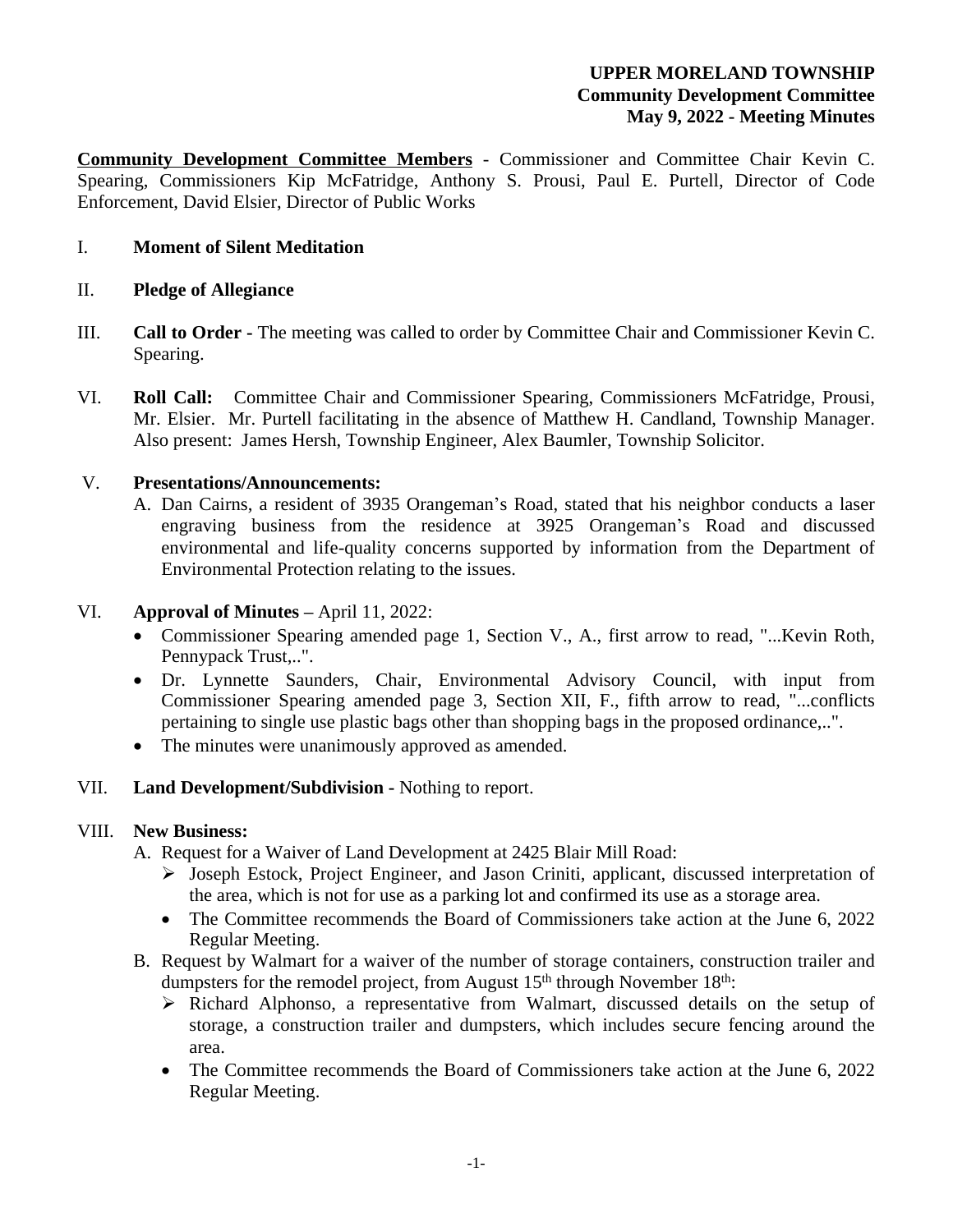**UPPER MORELAND TOWNSHIP**
**Community Development Committee**
**May 9, 2022 - Meeting Minutes**

**Community Development Committee Members** - Commissioner and Committee Chair Kevin C. Spearing, Commissioners Kip McFatridge, Anthony S. Prousi, Paul E. Purtell, Director of Code Enforcement, David Elsier, Director of Public Works

I. **Moment of Silent Meditation**

II. **Pledge of Allegiance**

III. **Call to Order -** The meeting was called to order by Committee Chair and Commissioner Kevin C. Spearing.

VI. **Roll Call:** Committee Chair and Commissioner Spearing, Commissioners McFatridge, Prousi, Mr. Elsier. Mr. Purtell facilitating in the absence of Matthew H. Candland, Township Manager. Also present: James Hersh, Township Engineer, Alex Baumler, Township Solicitor.

V. **Presentations/Announcements:**

A. Dan Cairns, a resident of 3935 Orangeman's Road, stated that his neighbor conducts a laser engraving business from the residence at 3925 Orangeman's Road and discussed environmental and life-quality concerns supported by information from the Department of Environmental Protection relating to the issues.

VI. **Approval of Minutes –** April 11, 2022:

- Commissioner Spearing amended page 1, Section V., A., first arrow to read, "...Kevin Roth, Pennypack Trust,..".
- Dr. Lynnette Saunders, Chair, Environmental Advisory Council, with input from Commissioner Spearing amended page 3, Section XII, F., fifth arrow to read, "...conflicts pertaining to single use plastic bags other than shopping bags in the proposed ordinance,..".
- The minutes were unanimously approved as amended.

VII. **Land Development/Subdivision -** Nothing to report.

VIII. **New Business:**

A. Request for a Waiver of Land Development at 2425 Blair Mill Road:
   - ➢ Joseph Estock, Project Engineer, and Jason Criniti, applicant, discussed interpretation of the area, which is not for use as a parking lot and confirmed its use as a storage area.
   - The Committee recommends the Board of Commissioners take action at the June 6, 2022 Regular Meeting.

B. Request by Walmart for a waiver of the number of storage containers, construction trailer and dumpsters for the remodel project, from August 15th through November 18th:
   - ➢ Richard Alphonso, a representative from Walmart, discussed details on the setup of storage, a construction trailer and dumpsters, which includes secure fencing around the area.
   - The Committee recommends the Board of Commissioners take action at the June 6, 2022 Regular Meeting.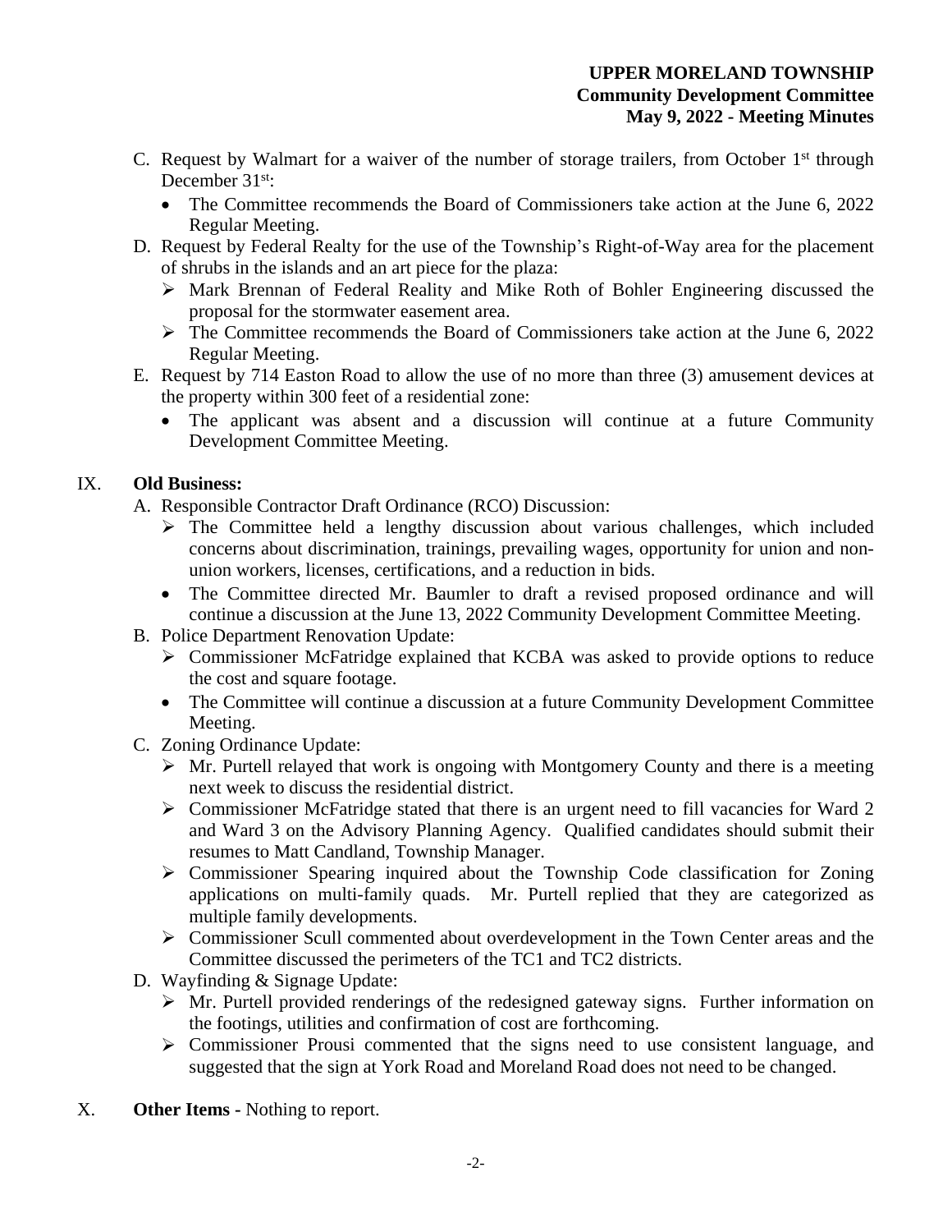C. Request by Walmart for a waiver of the number of storage trailers, from October 1st through December 31st:

- The Committee recommends the Board of Commissioners take action at the June 6, 2022 Regular Meeting.

D. Request by Federal Realty for the use of the Township's Right-of-Way area for the placement of shrubs in the islands and an art piece for the plaza:

- Mark Brennan of Federal Reality and Mike Roth of Bohler Engineering discussed the proposal for the stormwater easement area.
- The Committee recommends the Board of Commissioners take action at the June 6, 2022 Regular Meeting.

E. Request by 714 Easton Road to allow the use of no more than three (3) amusement devices at the property within 300 feet of a residential zone:

- The applicant was absent and a discussion will continue at a future Community Development Committee Meeting.

## IX. Old Business:

A. Responsible Contractor Draft Ordinance (RCO) Discussion:

- The Committee held a lengthy discussion about various challenges, which included concerns about discrimination, trainings, prevailing wages, opportunity for union and non-union workers, licenses, certifications, and a reduction in bids.
- The Committee directed Mr. Baumler to draft a revised proposed ordinance and will continue a discussion at the June 13, 2022 Community Development Committee Meeting.

B. Police Department Renovation Update:

- Commissioner McFatridge explained that KCBA was asked to provide options to reduce the cost and square footage.
- The Committee will continue a discussion at a future Community Development Committee Meeting.

C. Zoning Ordinance Update:

- Mr. Purtell relayed that work is ongoing with Montgomery County and there is a meeting next week to discuss the residential district.
- Commissioner McFatridge stated that there is an urgent need to fill vacancies for Ward 2 and Ward 3 on the Advisory Planning Agency. Qualified candidates should submit their resumes to Matt Candland, Township Manager.
- Commissioner Spearing inquired about the Township Code classification for Zoning applications on multi-family quads. Mr. Purtell replied that they are categorized as multiple family developments.
- Commissioner Scull commented about overdevelopment in the Town Center areas and the Committee discussed the perimeters of the TC1 and TC2 districts.

D. Wayfinding & Signage Update:

- Mr. Purtell provided renderings of the redesigned gateway signs. Further information on the footings, utilities and confirmation of cost are forthcoming.
- Commissioner Prousi commented that the signs need to use consistent language, and suggested that the sign at York Road and Moreland Road does not need to be changed.

## X. Other Items - Nothing to report.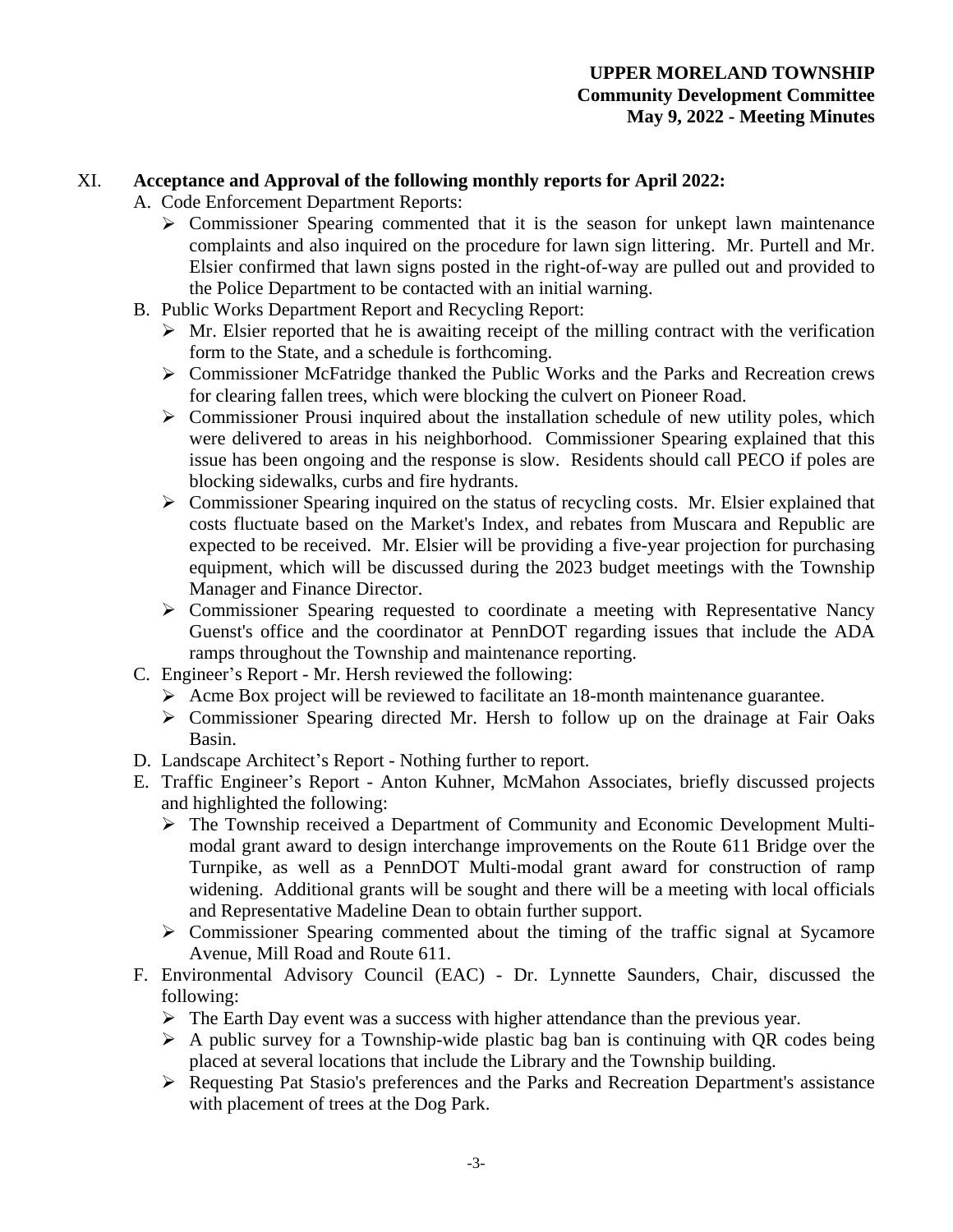XI. **Acceptance and Approval of the following monthly reports for April 2022:**

A. Code Enforcement Department Reports:
   - Commissioner Spearing commented that it is the season for unkept lawn maintenance complaints and also inquired on the procedure for lawn sign littering. Mr. Purtell and Mr. Elsier confirmed that lawn signs posted in the right-of-way are pulled out and provided to the Police Department to be contacted with an initial warning.

B. Public Works Department Report and Recycling Report:
   - Mr. Elsier reported that he is awaiting receipt of the milling contract with the verification form to the State, and a schedule is forthcoming.
   - Commissioner McFatridge thanked the Public Works and the Parks and Recreation crews for clearing fallen trees, which were blocking the culvert on Pioneer Road.
   - Commissioner Prousi inquired about the installation schedule of new utility poles, which were delivered to areas in his neighborhood. Commissioner Spearing explained that this issue has been ongoing and the response is slow. Residents should call PECO if poles are blocking sidewalks, curbs and fire hydrants.
   - Commissioner Spearing inquired on the status of recycling costs. Mr. Elsier explained that costs fluctuate based on the Market's Index, and rebates from Muscara and Republic are expected to be received. Mr. Elsier will be providing a five-year projection for purchasing equipment, which will be discussed during the 2023 budget meetings with the Township Manager and Finance Director.
   - Commissioner Spearing requested to coordinate a meeting with Representative Nancy Guenst's office and the coordinator at PennDOT regarding issues that include the ADA ramps throughout the Township and maintenance reporting.

C. Engineer's Report - Mr. Hersh reviewed the following:
   - Acme Box project will be reviewed to facilitate an 18-month maintenance guarantee.
   - Commissioner Spearing directed Mr. Hersh to follow up on the drainage at Fair Oaks Basin.

D. Landscape Architect's Report - Nothing further to report.

E. Traffic Engineer's Report - Anton Kuhner, McMahon Associates, briefly discussed projects and highlighted the following:
   - The Township received a Department of Community and Economic Development Multi-modal grant award to design interchange improvements on the Route 611 Bridge over the Turnpike, as well as a PennDOT Multi-modal grant award for construction of ramp widening. Additional grants will be sought and there will be a meeting with local officials and Representative Madeline Dean to obtain further support.
   - Commissioner Spearing commented about the timing of the traffic signal at Sycamore Avenue, Mill Road and Route 611.

F. Environmental Advisory Council (EAC) - Dr. Lynnette Saunders, Chair, discussed the following:
   - The Earth Day event was a success with higher attendance than the previous year.
   - A public survey for a Township-wide plastic bag ban is continuing with QR codes being placed at several locations that include the Library and the Township building.
   - Requesting Pat Stasio's preferences and the Parks and Recreation Department's assistance with placement of trees at the Dog Park.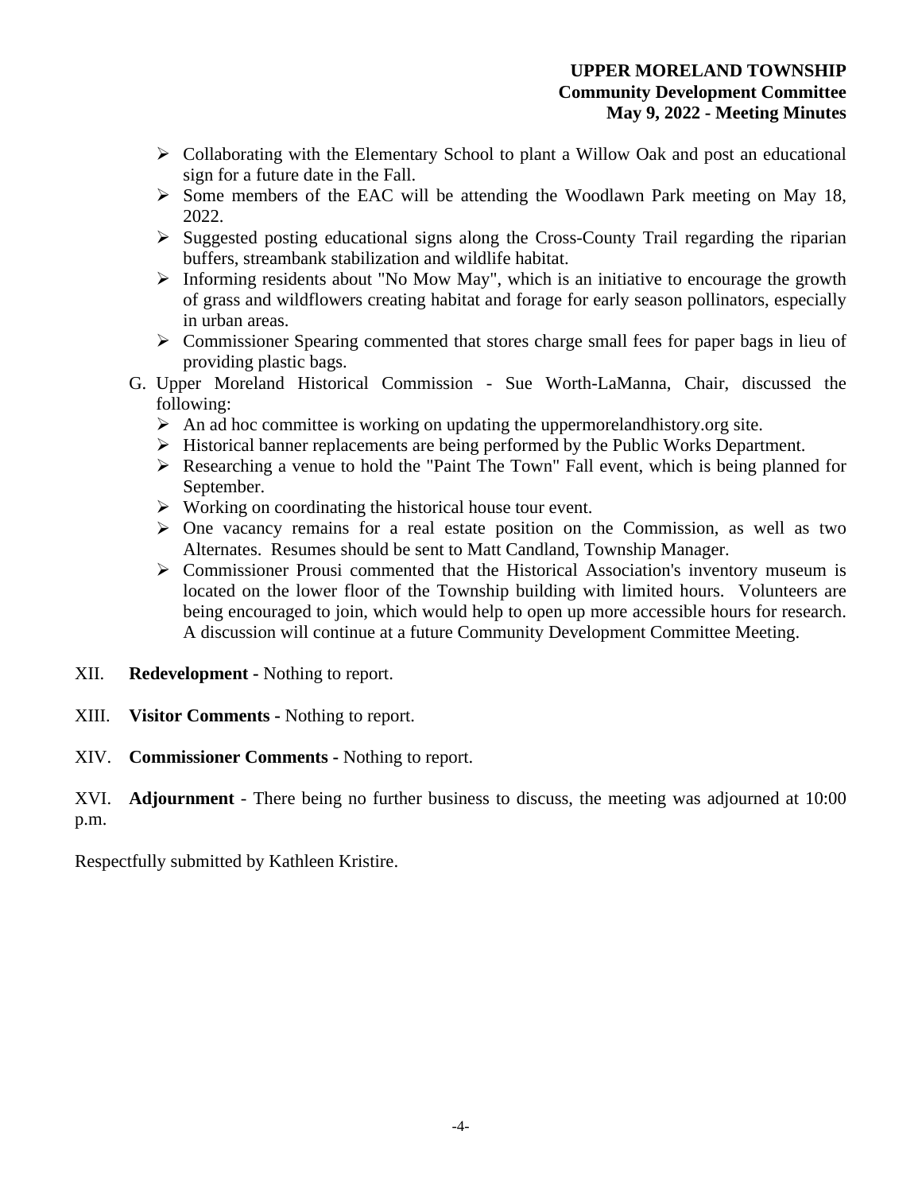- Collaborating with the Elementary School to plant a Willow Oak and post an educational sign for a future date in the Fall.
- Some members of the EAC will be attending the Woodlawn Park meeting on May 18, 2022.
- Suggested posting educational signs along the Cross-County Trail regarding the riparian buffers, streambank stabilization and wildlife habitat.
- Informing residents about "No Mow May", which is an initiative to encourage the growth of grass and wildflowers creating habitat and forage for early season pollinators, especially in urban areas.
- Commissioner Spearing commented that stores charge small fees for paper bags in lieu of providing plastic bags.

G. Upper Moreland Historical Commission - Sue Worth-LaManna, Chair, discussed the following:

- An ad hoc committee is working on updating the uppermorelandhistory.org site.
- Historical banner replacements are being performed by the Public Works Department.
- Researching a venue to hold the "Paint The Town" Fall event, which is being planned for September.
- Working on coordinating the historical house tour event.
- One vacancy remains for a real estate position on the Commission, as well as two Alternates. Resumes should be sent to Matt Candland, Township Manager.
- Commissioner Prousi commented that the Historical Association's inventory museum is located on the lower floor of the Township building with limited hours. Volunteers are being encouraged to join, which would help to open up more accessible hours for research. A discussion will continue at a future Community Development Committee Meeting.

XII. **Redevelopment -** Nothing to report.

XIII. **Visitor Comments -** Nothing to report.

XIV. **Commissioner Comments -** Nothing to report.

XVI. **Adjournment** - There being no further business to discuss, the meeting was adjourned at 10:00 p.m.

Respectfully submitted by Kathleen Kristire.